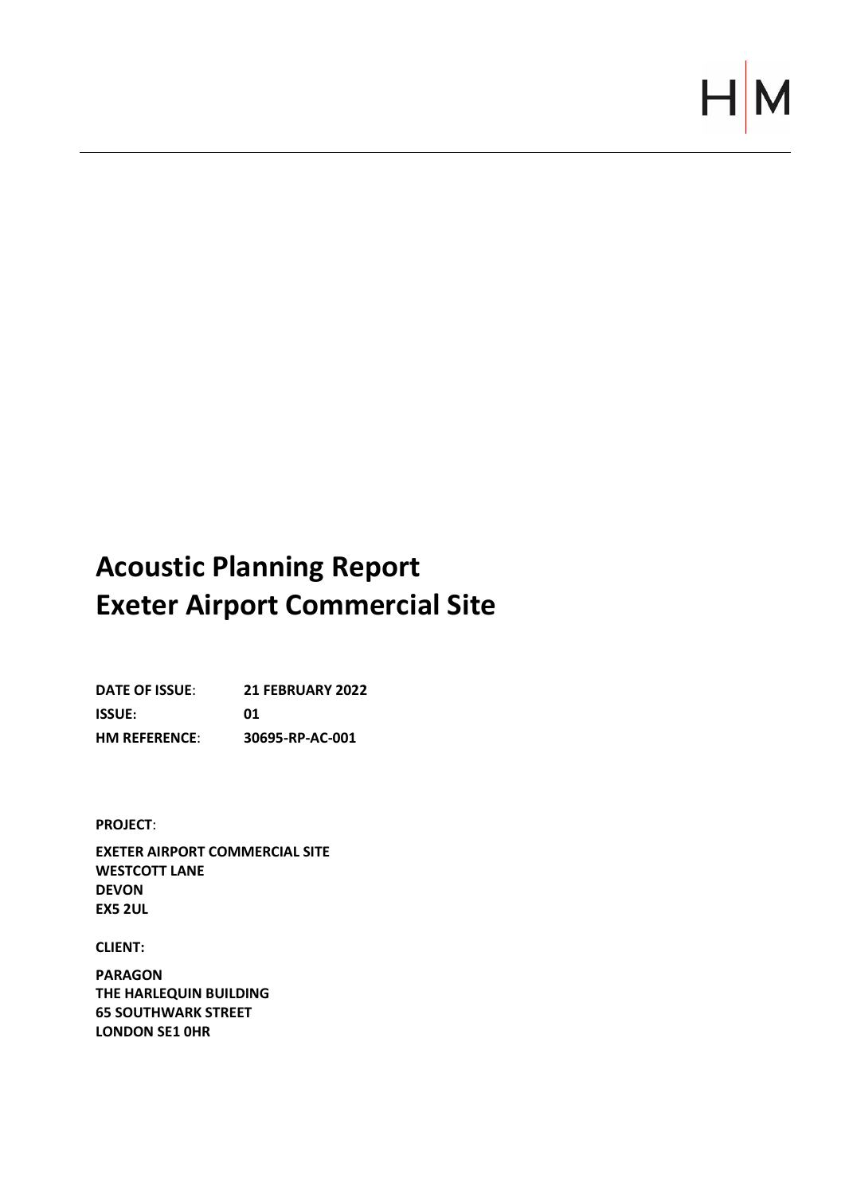# Acoustic Planning Report
# Exeter Airport Commercial Site

| | |
|---|---|
| **DATE OF ISSUE**: | **21 FEBRUARY 2022** |
| **ISSUE:** | **01** |
| **HM REFERENCE**: | **30695-RP-AC-001** |

**PROJECT**:

**EXETER AIRPORT COMMERCIAL SITE**
**WESTCOTT LANE**
**DEVON**
**EX5 2UL**

**CLIENT:**

**PARAGON**
**THE HARLEQUIN BUILDING**
**65 SOUTHWARK STREET**
**LONDON SE1 0HR**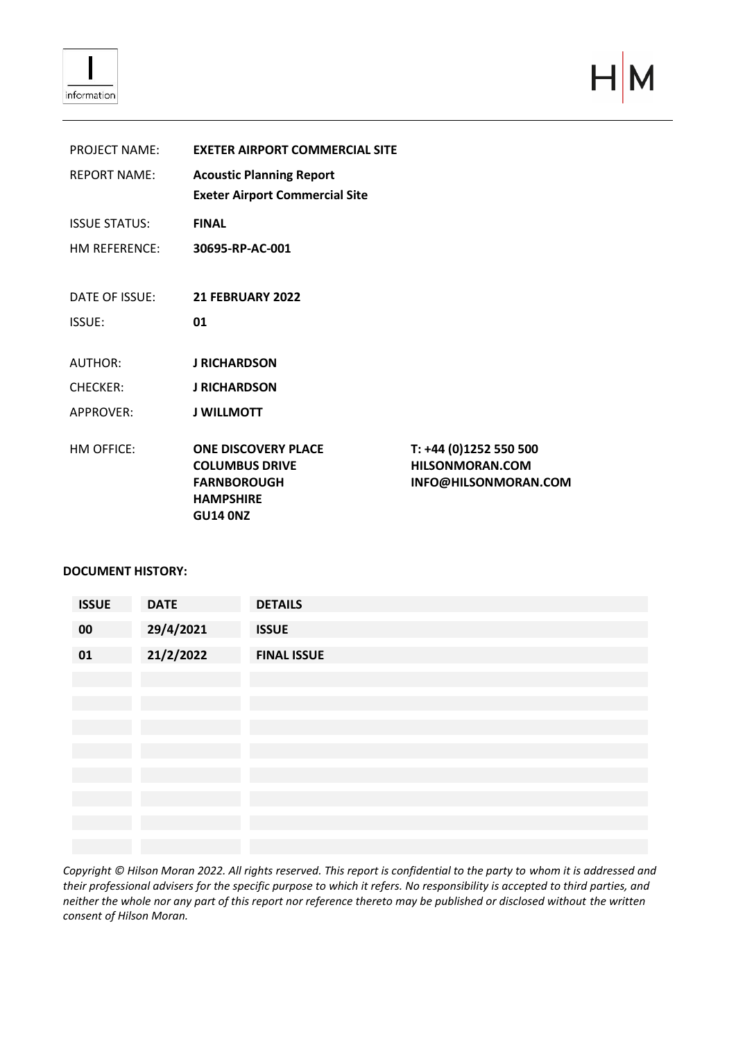| | | |
|---|---|---|
| PROJECT NAME: | **EXETER AIRPORT COMMERCIAL SITE** | |
| REPORT NAME: | **Acoustic Planning Report**<br>**Exeter Airport Commercial Site** | |
| ISSUE STATUS: | **FINAL** | |
| HM REFERENCE: | **30695-RP-AC-001** | |
| DATE OF ISSUE: | **21 FEBRUARY 2022** | |
| ISSUE: | **01** | |
| AUTHOR: | **J RICHARDSON** | |
| CHECKER: | **J RICHARDSON** | |
| APPROVER: | **J WILLMOTT** | |
| HM OFFICE: | **ONE DISCOVERY PLACE**<br>**COLUMBUS DRIVE**<br>**FARNBOROUGH**<br>**HAMPSHIRE**<br>**GU14 0NZ** | **T: +44 (0)1252 550 500**<br>**HILSONMORAN.COM**<br>**INFO@HILSONMORAN.COM** |

**DOCUMENT HISTORY:**

| ISSUE | DATE | DETAILS |
|---|---|---|
| 00 | 29/4/2021 | ISSUE |
| 01 | 21/2/2022 | FINAL ISSUE |
| | | |
| | | |
| | | |
| | | |
| | | |
| | | |
| | | |
| | | |

*Copyright © Hilson Moran 2022. All rights reserved. This report is confidential to the party to whom it is addressed and their professional advisers for the specific purpose to which it refers. No responsibility is accepted to third parties, and neither the whole nor any part of this report nor reference thereto may be published or disclosed without the written consent of Hilson Moran.*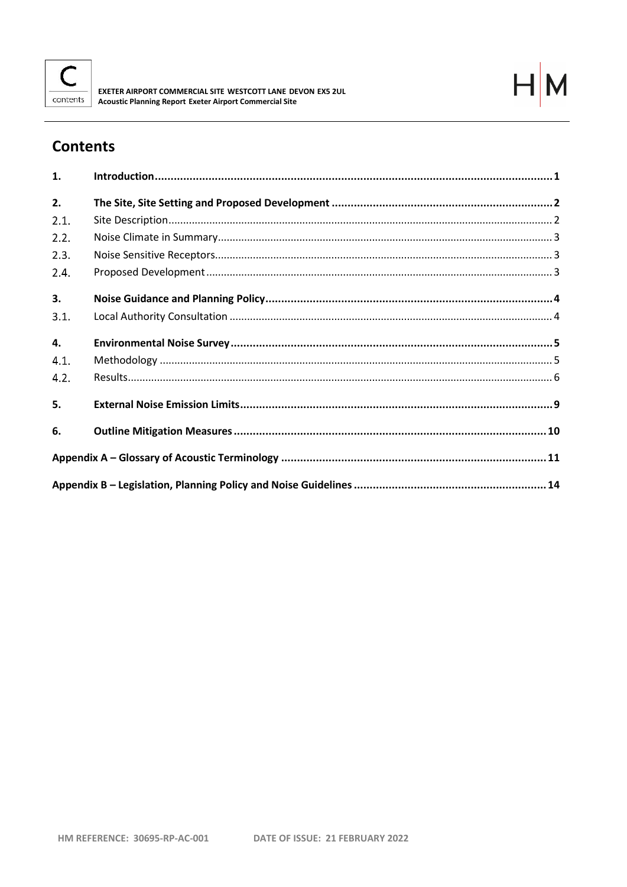## Contents

| | | |
|---|---|---|
| **1.** | **Introduction** | **1** |
| **2.** | **The Site, Site Setting and Proposed Development** | **2** |
| 2.1. | Site Description | 2 |
| 2.2. | Noise Climate in Summary | 3 |
| 2.3. | Noise Sensitive Receptors | 3 |
| 2.4. | Proposed Development | 3 |
| **3.** | **Noise Guidance and Planning Policy** | **4** |
| 3.1. | Local Authority Consultation | 4 |
| **4.** | **Environmental Noise Survey** | **5** |
| 4.1. | Methodology | 5 |
| 4.2. | Results | 6 |
| **5.** | **External Noise Emission Limits** | **9** |
| **6.** | **Outline Mitigation Measures** | **10** |
| **Appendix A – Glossary of Acoustic Terminology** | | **11** |
| **Appendix B – Legislation, Planning Policy and Noise Guidelines** | | **14** |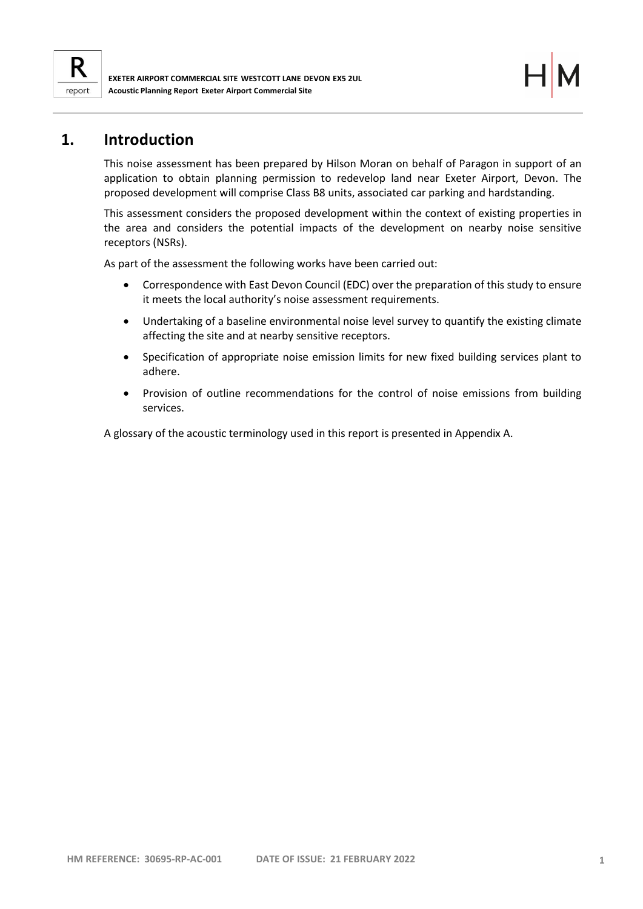# 1. Introduction

This noise assessment has been prepared by Hilson Moran on behalf of Paragon in support of an application to obtain planning permission to redevelop land near Exeter Airport, Devon. The proposed development will comprise Class B8 units, associated car parking and hardstanding.

This assessment considers the proposed development within the context of existing properties in the area and considers the potential impacts of the development on nearby noise sensitive receptors (NSRs).

As part of the assessment the following works have been carried out:

- Correspondence with East Devon Council (EDC) over the preparation of this study to ensure it meets the local authority's noise assessment requirements.
- Undertaking of a baseline environmental noise level survey to quantify the existing climate affecting the site and at nearby sensitive receptors.
- Specification of appropriate noise emission limits for new fixed building services plant to adhere.
- Provision of outline recommendations for the control of noise emissions from building services.

A glossary of the acoustic terminology used in this report is presented in Appendix A.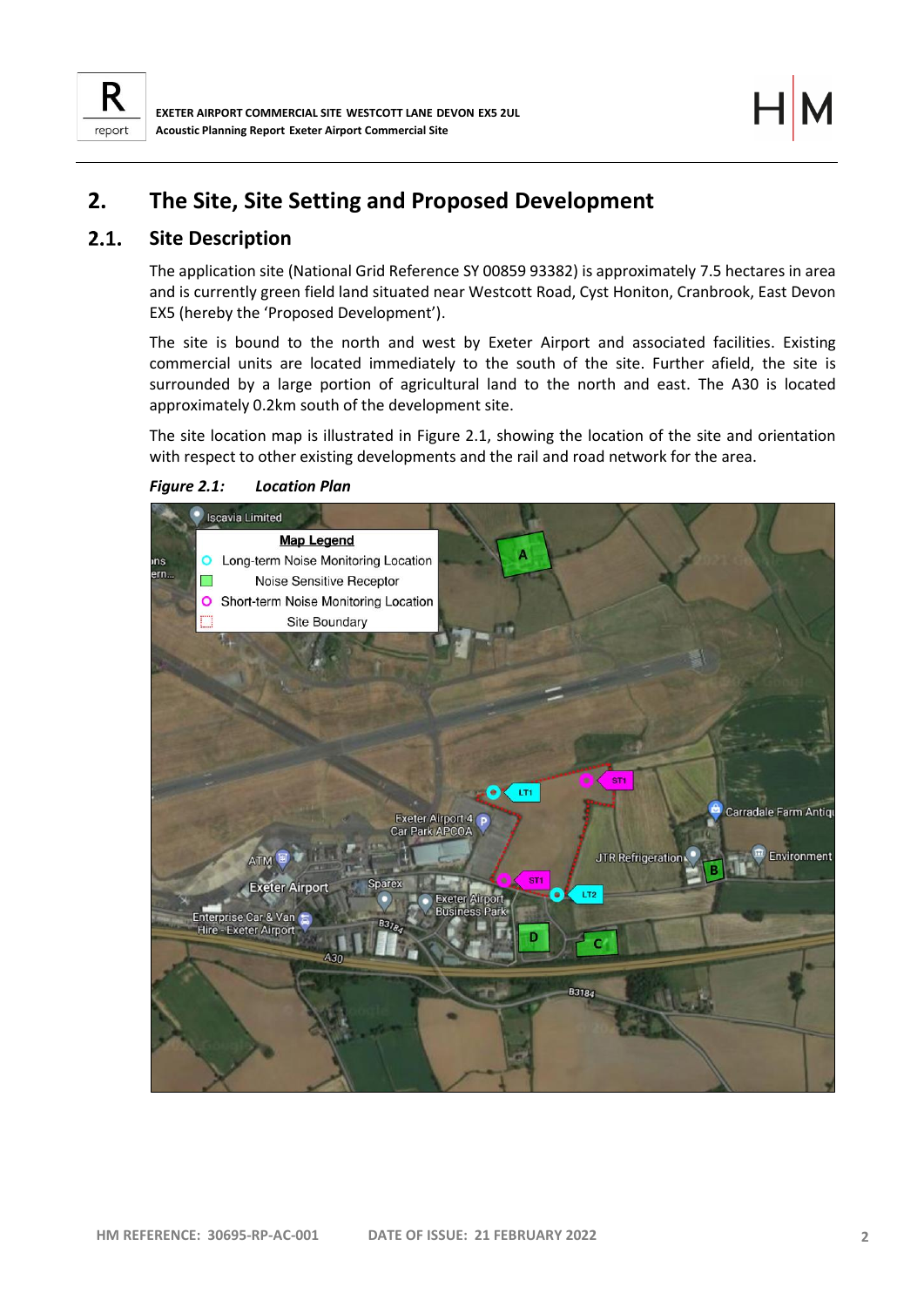# 2. The Site, Site Setting and Proposed Development

## 2.1. Site Description

The application site (National Grid Reference SY 00859 93382) is approximately 7.5 hectares in area and is currently green field land situated near Westcott Road, Cyst Honiton, Cranbrook, East Devon EX5 (hereby the 'Proposed Development').

The site is bound to the north and west by Exeter Airport and associated facilities. Existing commercial units are located immediately to the south of the site. Further afield, the site is surrounded by a large portion of agricultural land to the north and east. The A30 is located approximately 0.2km south of the development site.

The site location map is illustrated in Figure 2.1, showing the location of the site and orientation with respect to other existing developments and the rail and road network for the area.

***Figure 2.1: Location Plan***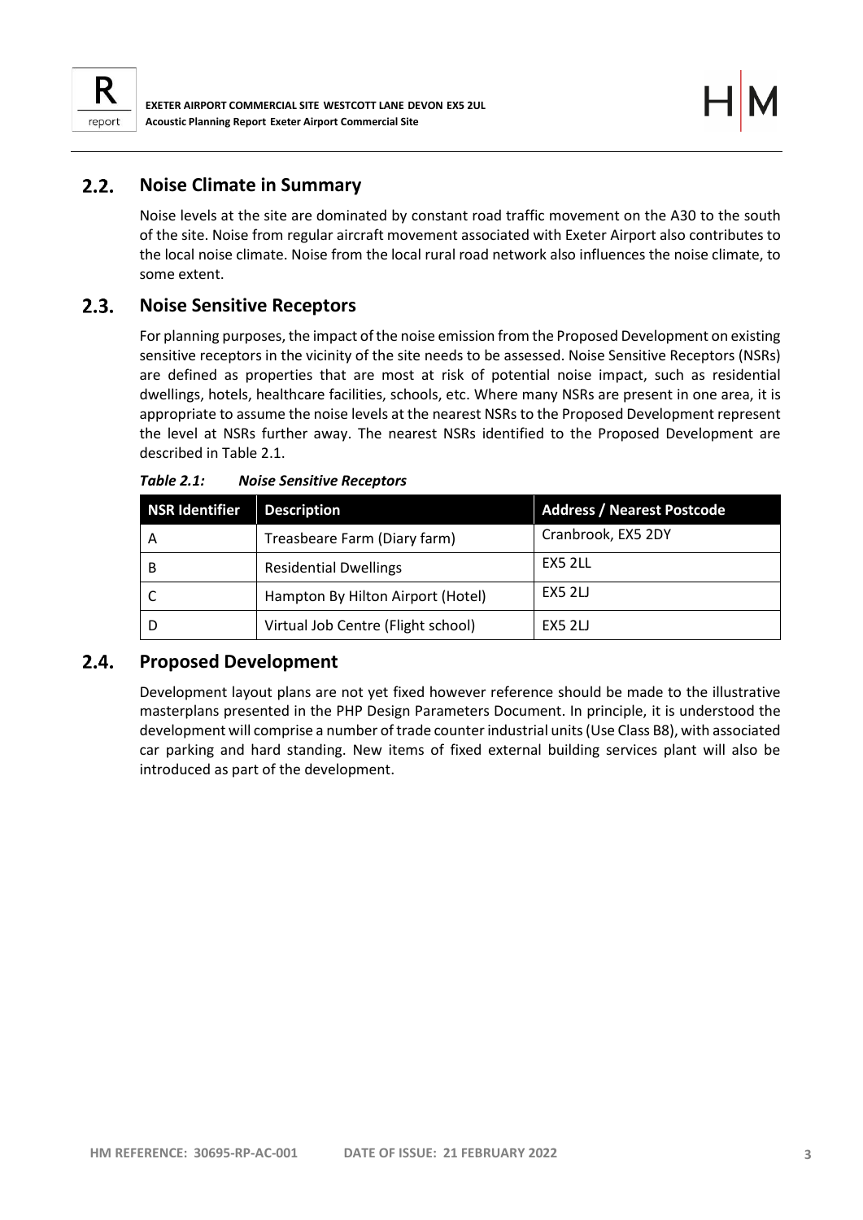## 2.2. Noise Climate in Summary

Noise levels at the site are dominated by constant road traffic movement on the A30 to the south of the site. Noise from regular aircraft movement associated with Exeter Airport also contributes to the local noise climate. Noise from the local rural road network also influences the noise climate, to some extent.

## 2.3. Noise Sensitive Receptors

For planning purposes, the impact of the noise emission from the Proposed Development on existing sensitive receptors in the vicinity of the site needs to be assessed. Noise Sensitive Receptors (NSRs) are defined as properties that are most at risk of potential noise impact, such as residential dwellings, hotels, healthcare facilities, schools, etc. Where many NSRs are present in one area, it is appropriate to assume the noise levels at the nearest NSRs to the Proposed Development represent the level at NSRs further away. The nearest NSRs identified to the Proposed Development are described in Table 2.1.

***Table 2.1: Noise Sensitive Receptors***

| NSR Identifier | Description | Address / Nearest Postcode |
|---|---|---|
| A | Treasbeare Farm (Diary farm) | Cranbrook, EX5 2DY |
| B | Residential Dwellings | EX5 2LL |
| C | Hampton By Hilton Airport (Hotel) | EX5 2LJ |
| D | Virtual Job Centre (Flight school) | EX5 2LJ |

## 2.4. Proposed Development

Development layout plans are not yet fixed however reference should be made to the illustrative masterplans presented in the PHP Design Parameters Document. In principle, it is understood the development will comprise a number of trade counter industrial units (Use Class B8), with associated car parking and hard standing. New items of fixed external building services plant will also be introduced as part of the development.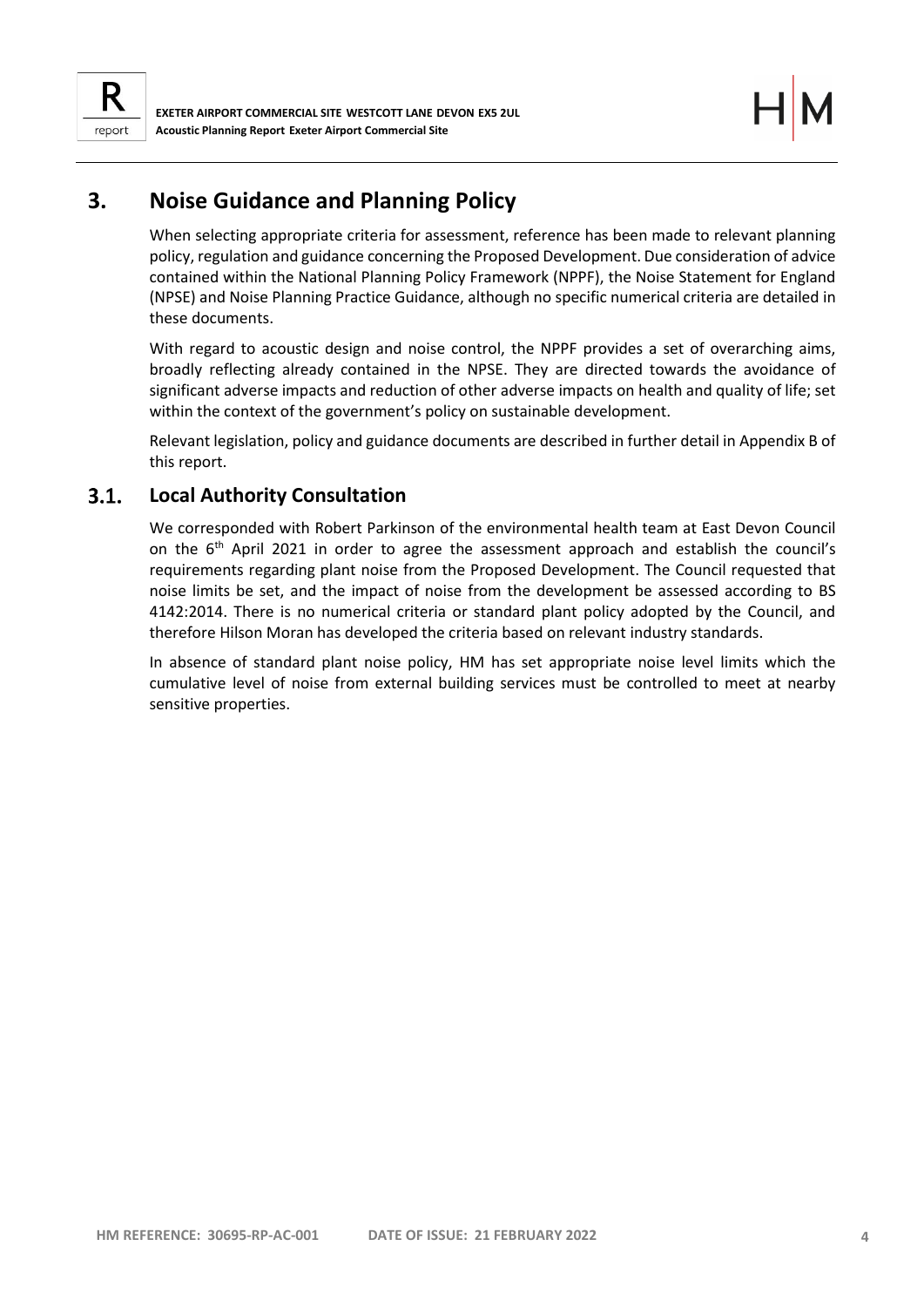# 3. Noise Guidance and Planning Policy

When selecting appropriate criteria for assessment, reference has been made to relevant planning policy, regulation and guidance concerning the Proposed Development. Due consideration of advice contained within the National Planning Policy Framework (NPPF), the Noise Statement for England (NPSE) and Noise Planning Practice Guidance, although no specific numerical criteria are detailed in these documents.

With regard to acoustic design and noise control, the NPPF provides a set of overarching aims, broadly reflecting already contained in the NPSE. They are directed towards the avoidance of significant adverse impacts and reduction of other adverse impacts on health and quality of life; set within the context of the government's policy on sustainable development.

Relevant legislation, policy and guidance documents are described in further detail in Appendix B of this report.

## 3.1. Local Authority Consultation

We corresponded with Robert Parkinson of the environmental health team at East Devon Council on the 6th April 2021 in order to agree the assessment approach and establish the council's requirements regarding plant noise from the Proposed Development. The Council requested that noise limits be set, and the impact of noise from the development be assessed according to BS 4142:2014. There is no numerical criteria or standard plant policy adopted by the Council, and therefore Hilson Moran has developed the criteria based on relevant industry standards.

In absence of standard plant noise policy, HM has set appropriate noise level limits which the cumulative level of noise from external building services must be controlled to meet at nearby sensitive properties.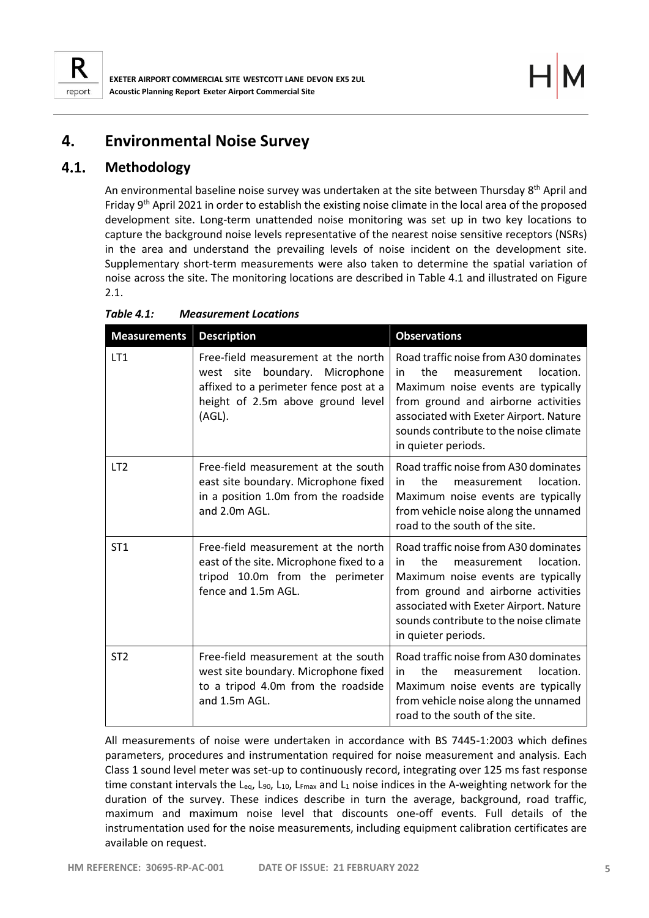# 4. Environmental Noise Survey

## 4.1. Methodology

An environmental baseline noise survey was undertaken at the site between Thursday 8th April and Friday 9th April 2021 in order to establish the existing noise climate in the local area of the proposed development site. Long-term unattended noise monitoring was set up in two key locations to capture the background noise levels representative of the nearest noise sensitive receptors (NSRs) in the area and understand the prevailing levels of noise incident on the development site. Supplementary short-term measurements were also taken to determine the spatial variation of noise across the site. The monitoring locations are described in Table 4.1 and illustrated on Figure 2.1.

*Table 4.1: Measurement Locations*

| Measurements | Description | Observations |
|---|---|---|
| LT1 | Free-field measurement at the north west site boundary. Microphone affixed to a perimeter fence post at a height of 2.5m above ground level (AGL). | Road traffic noise from A30 dominates in the measurement location. Maximum noise events are typically from ground and airborne activities associated with Exeter Airport. Nature sounds contribute to the noise climate in quieter periods. |
| LT2 | Free-field measurement at the south east site boundary. Microphone fixed in a position 1.0m from the roadside and 2.0m AGL. | Road traffic noise from A30 dominates in the measurement location. Maximum noise events are typically from vehicle noise along the unnamed road to the south of the site. |
| ST1 | Free-field measurement at the north east of the site. Microphone fixed to a tripod 10.0m from the perimeter fence and 1.5m AGL. | Road traffic noise from A30 dominates in the measurement location. Maximum noise events are typically from ground and airborne activities associated with Exeter Airport. Nature sounds contribute to the noise climate in quieter periods. |
| ST2 | Free-field measurement at the south west site boundary. Microphone fixed to a tripod 4.0m from the roadside and 1.5m AGL. | Road traffic noise from A30 dominates in the measurement location. Maximum noise events are typically from vehicle noise along the unnamed road to the south of the site. |

All measurements of noise were undertaken in accordance with BS 7445-1:2003 which defines parameters, procedures and instrumentation required for noise measurement and analysis. Each Class 1 sound level meter was set-up to continuously record, integrating over 125 ms fast response time constant intervals the $L_{eq}$, $L_{90}$, $L_{10}$, $L_{Fmax}$ and $L_1$ noise indices in the A-weighting network for the duration of the survey. These indices describe in turn the average, background, road traffic, maximum and maximum noise level that discounts one-off events. Full details of the instrumentation used for the noise measurements, including equipment calibration certificates are available on request.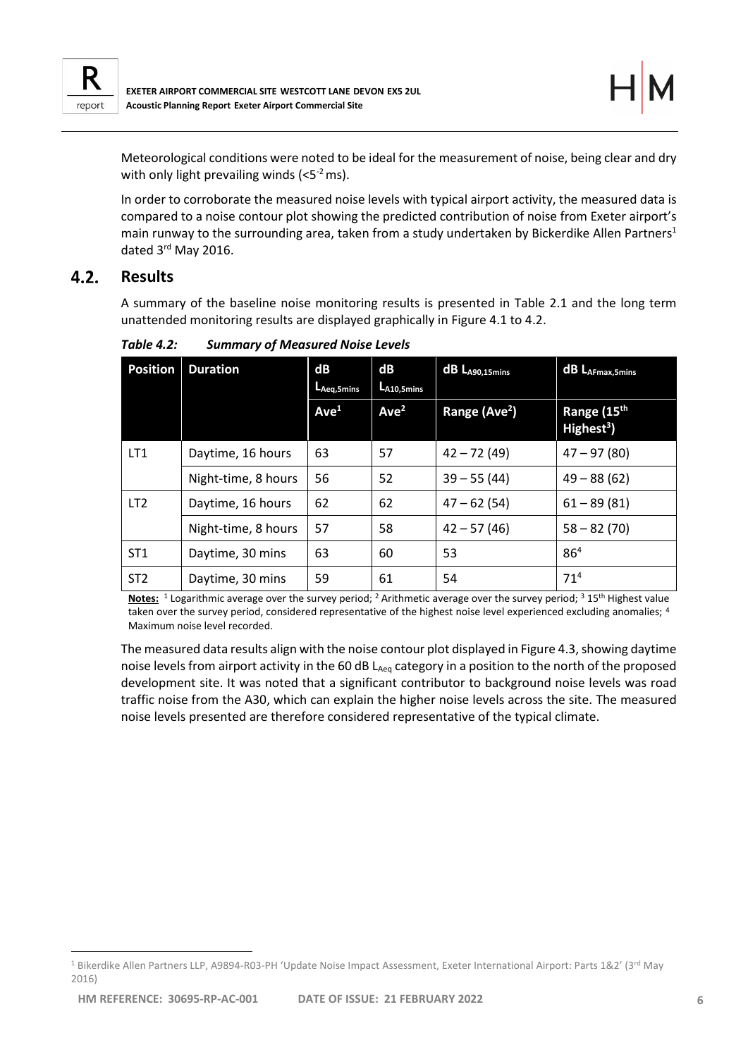Meteorological conditions were noted to be ideal for the measurement of noise, being clear and dry with only light prevailing winds (<5$^{-2}$ ms).

In order to corroborate the measured noise levels with typical airport activity, the measured data is compared to a noise contour plot showing the predicted contribution of noise from Exeter airport's main runway to the surrounding area, taken from a study undertaken by Bickerdike Allen Partners[1] dated 3rd May 2016.

## 4.2. Results

A summary of the baseline noise monitoring results is presented in Table 2.1 and the long term unattended monitoring results are displayed graphically in Figure 4.1 to 4.2.

*Table 4.2: Summary of Measured Noise Levels*

| Position | Duration | dB $L_{Aeq,5mins}$ | dB $L_{A10,5mins}$ | dB $L_{A90,15mins}$ | dB $L_{AFmax,5mins}$ |
|---|---|---|---|---|---|
| | | Ave[1] | Ave[2] | Range (Ave[2]) | Range (15th Highest[3]) |
| LT1 | Daytime, 16 hours | 63 | 57 | 42 – 72 (49) | 47 – 97 (80) |
| | Night-time, 8 hours | 56 | 52 | 39 – 55 (44) | 49 – 88 (62) |
| LT2 | Daytime, 16 hours | 62 | 62 | 47 – 62 (54) | 61 – 89 (81) |
| | Night-time, 8 hours | 57 | 58 | 42 – 57 (46) | 58 – 82 (70) |
| ST1 | Daytime, 30 mins | 63 | 60 | 53 | 86[4] |
| ST2 | Daytime, 30 mins | 59 | 61 | 54 | 71[4] |

**Notes:** [1] Logarithmic average over the survey period; [2] Arithmetic average over the survey period; [3] 15th Highest value taken over the survey period, considered representative of the highest noise level experienced excluding anomalies; [4] Maximum noise level recorded.

The measured data results align with the noise contour plot displayed in Figure 4.3, showing daytime noise levels from airport activity in the 60 dB $L_{Aeq}$ category in a position to the north of the proposed development site. It was noted that a significant contributor to background noise levels was road traffic noise from the A30, which can explain the higher noise levels across the site. The measured noise levels presented are therefore considered representative of the typical climate.

[1] Bikerdike Allen Partners LLP, A9894-R03-PH 'Update Noise Impact Assessment, Exeter International Airport: Parts 1&2' (3rd May 2016)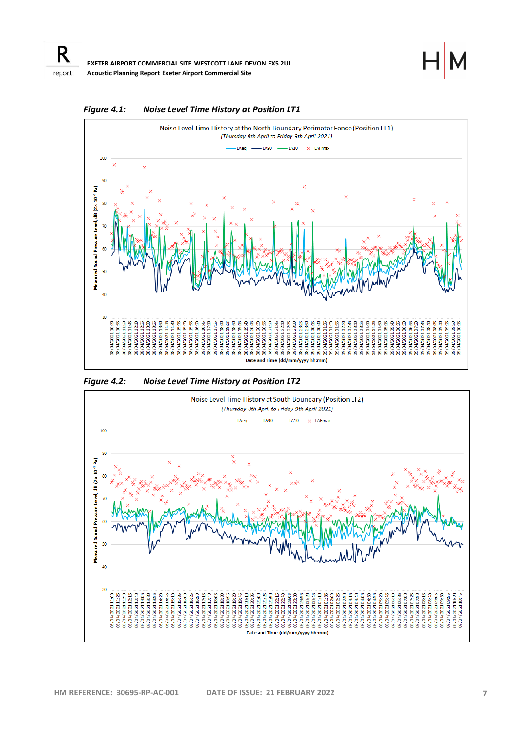**Figure 4.1: Noise Level Time History at Position LT1**

**Figure 4.2: Noise Level Time History at Position LT2**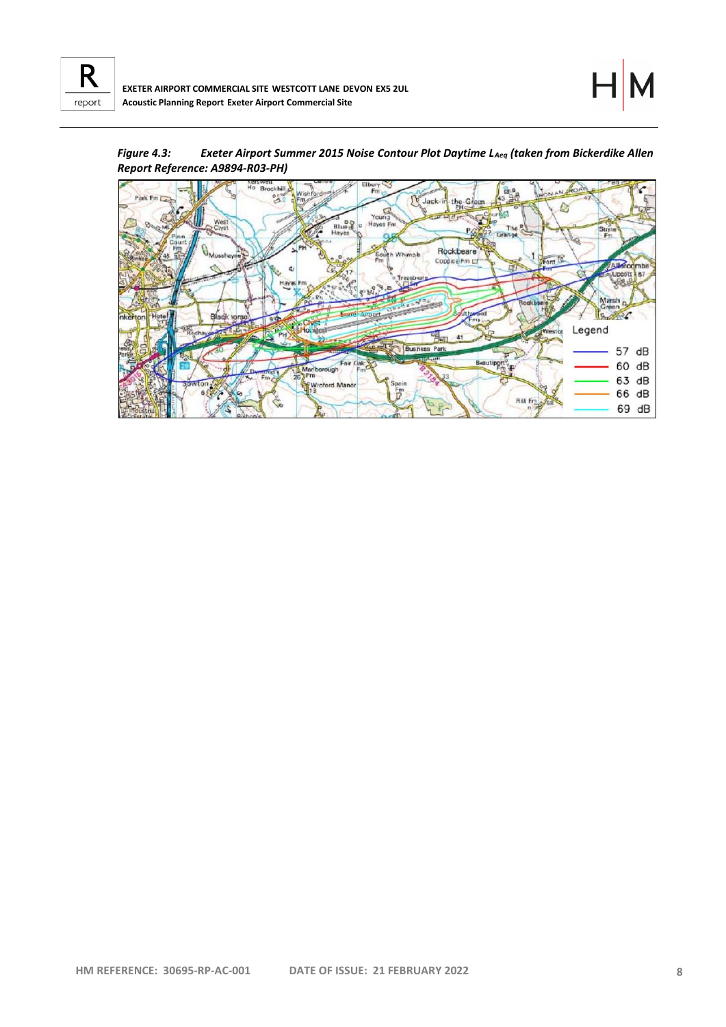*Figure 4.3: Exeter Airport Summer 2015 Noise Contour Plot Daytime $L_{Aeq}$ (taken from Bickerdike Allen Report Reference: A9894-R03-PH)*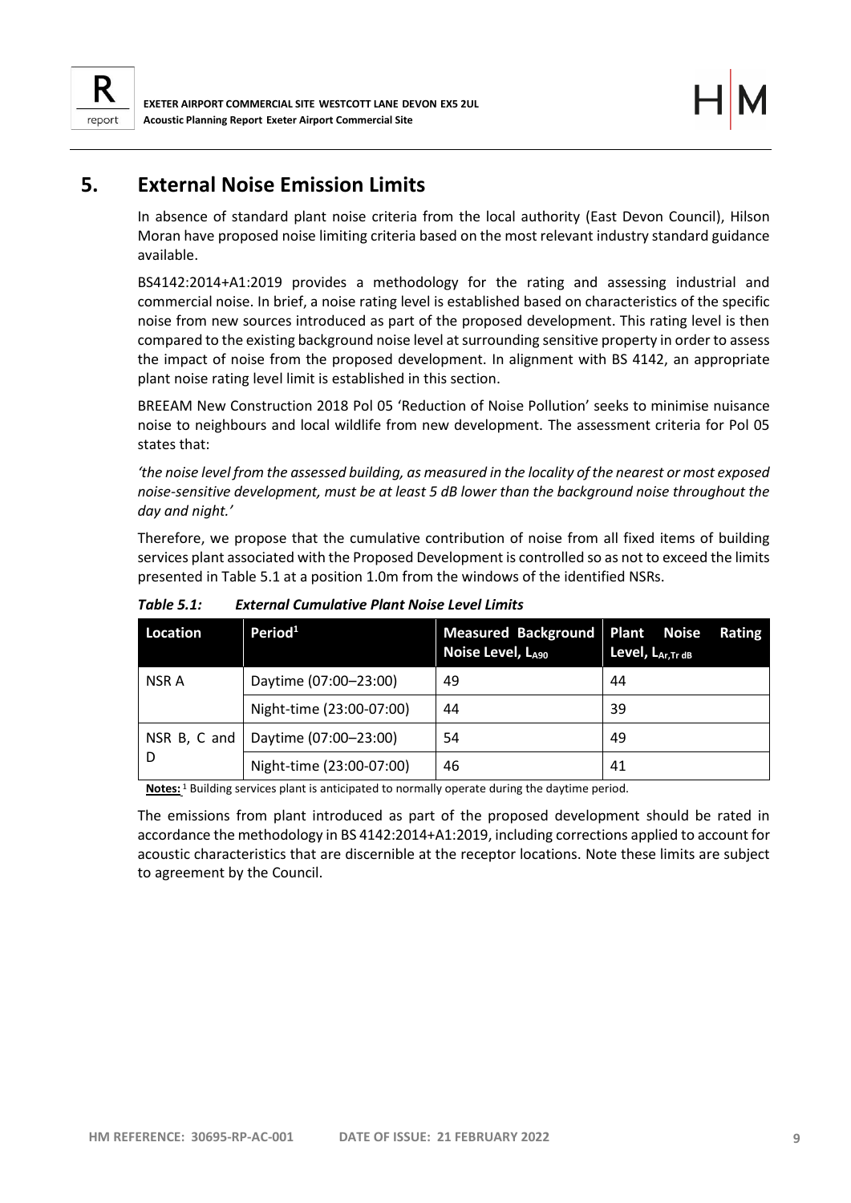# 5. External Noise Emission Limits

In absence of standard plant noise criteria from the local authority (East Devon Council), Hilson Moran have proposed noise limiting criteria based on the most relevant industry standard guidance available.

BS4142:2014+A1:2019 provides a methodology for the rating and assessing industrial and commercial noise. In brief, a noise rating level is established based on characteristics of the specific noise from new sources introduced as part of the proposed development. This rating level is then compared to the existing background noise level at surrounding sensitive property in order to assess the impact of noise from the proposed development. In alignment with BS 4142, an appropriate plant noise rating level limit is established in this section.

BREEAM New Construction 2018 Pol 05 'Reduction of Noise Pollution' seeks to minimise nuisance noise to neighbours and local wildlife from new development. The assessment criteria for Pol 05 states that:

*'the noise level from the assessed building, as measured in the locality of the nearest or most exposed noise-sensitive development, must be at least 5 dB lower than the background noise throughout the day and night.'*

Therefore, we propose that the cumulative contribution of noise from all fixed items of building services plant associated with the Proposed Development is controlled so as not to exceed the limits presented in Table 5.1 at a position 1.0m from the windows of the identified NSRs.

***Table 5.1: External Cumulative Plant Noise Level Limits***

| Location | Period[1] | Measured Background Noise Level, $L_{A90}$ | Plant Noise Rating Level, $L_{Ar,Tr}$ dB |
|---|---|---|---|
| NSR A | Daytime (07:00–23:00) | 49 | 44 |
| | Night-time (23:00-07:00) | 44 | 39 |
| NSR B, C and D | Daytime (07:00–23:00) | 54 | 49 |
| | Night-time (23:00-07:00) | 46 | 41 |

**Notes:** [1] Building services plant is anticipated to normally operate during the daytime period.

The emissions from plant introduced as part of the proposed development should be rated in accordance the methodology in BS 4142:2014+A1:2019, including corrections applied to account for acoustic characteristics that are discernible at the receptor locations. Note these limits are subject to agreement by the Council.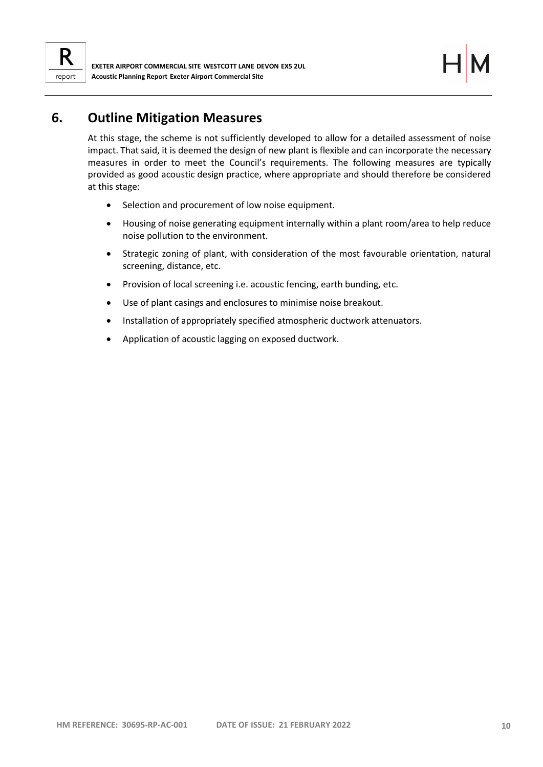# 6. Outline Mitigation Measures

At this stage, the scheme is not sufficiently developed to allow for a detailed assessment of noise impact. That said, it is deemed the design of new plant is flexible and can incorporate the necessary measures in order to meet the Council's requirements. The following measures are typically provided as good acoustic design practice, where appropriate and should therefore be considered at this stage:

- Selection and procurement of low noise equipment.
- Housing of noise generating equipment internally within a plant room/area to help reduce noise pollution to the environment.
- Strategic zoning of plant, with consideration of the most favourable orientation, natural screening, distance, etc.
- Provision of local screening i.e. acoustic fencing, earth bunding, etc.
- Use of plant casings and enclosures to minimise noise breakout.
- Installation of appropriately specified atmospheric ductwork attenuators.
- Application of acoustic lagging on exposed ductwork.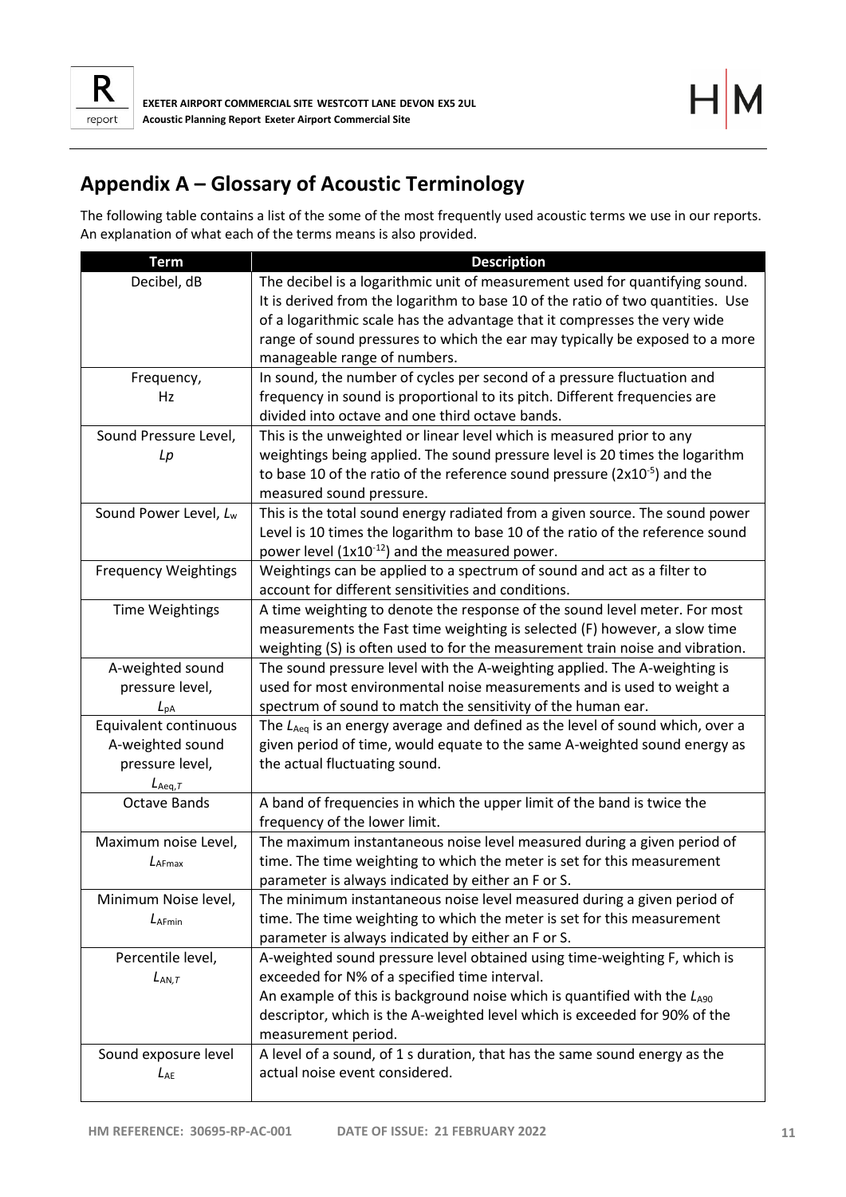## Appendix A – Glossary of Acoustic Terminology

The following table contains a list of the some of the most frequently used acoustic terms we use in our reports. An explanation of what each of the terms means is also provided.

| Term | Description |
|---|---|
| Decibel, dB | The decibel is a logarithmic unit of measurement used for quantifying sound. It is derived from the logarithm to base 10 of the ratio of two quantities. Use of a logarithmic scale has the advantage that it compresses the very wide range of sound pressures to which the ear may typically be exposed to a more manageable range of numbers. |
| Frequency, Hz | In sound, the number of cycles per second of a pressure fluctuation and frequency in sound is proportional to its pitch. Different frequencies are divided into octave and one third octave bands. |
| Sound Pressure Level, *Lp* | This is the unweighted or linear level which is measured prior to any weightings being applied. The sound pressure level is 20 times the logarithm to base 10 of the ratio of the reference sound pressure ($2x10^{-5}$) and the measured sound pressure. |
| Sound Power Level, $L_w$ | This is the total sound energy radiated from a given source. The sound power Level is 10 times the logarithm to base 10 of the ratio of the reference sound power level ($1x10^{-12}$) and the measured power. |
| Frequency Weightings | Weightings can be applied to a spectrum of sound and act as a filter to account for different sensitivities and conditions. |
| Time Weightings | A time weighting to denote the response of the sound level meter. For most measurements the Fast time weighting is selected (F) however, a slow time weighting (S) is often used to for the measurement train noise and vibration. |
| A-weighted sound pressure level, $L_{pA}$ | The sound pressure level with the A-weighting applied. The A-weighting is used for most environmental noise measurements and is used to weight a spectrum of sound to match the sensitivity of the human ear. |
| Equivalent continuous A-weighted sound pressure level, $L_{Aeq,T}$ | The $L_{Aeq}$ is an energy average and defined as the level of sound which, over a given period of time, would equate to the same A-weighted sound energy as the actual fluctuating sound. |
| Octave Bands | A band of frequencies in which the upper limit of the band is twice the frequency of the lower limit. |
| Maximum noise Level, $L_{AFmax}$ | The maximum instantaneous noise level measured during a given period of time. The time weighting to which the meter is set for this measurement parameter is always indicated by either an F or S. |
| Minimum Noise level, $L_{AFmin}$ | The minimum instantaneous noise level measured during a given period of time. The time weighting to which the meter is set for this measurement parameter is always indicated by either an F or S. |
| Percentile level, $L_{AN,T}$ | A-weighted sound pressure level obtained using time-weighting F, which is exceeded for N% of a specified time interval.<br>An example of this is background noise which is quantified with the $L_{A90}$ descriptor, which is the A-weighted level which is exceeded for 90% of the measurement period. |
| Sound exposure level $L_{AE}$ | A level of a sound, of 1 s duration, that has the same sound energy as the actual noise event considered. |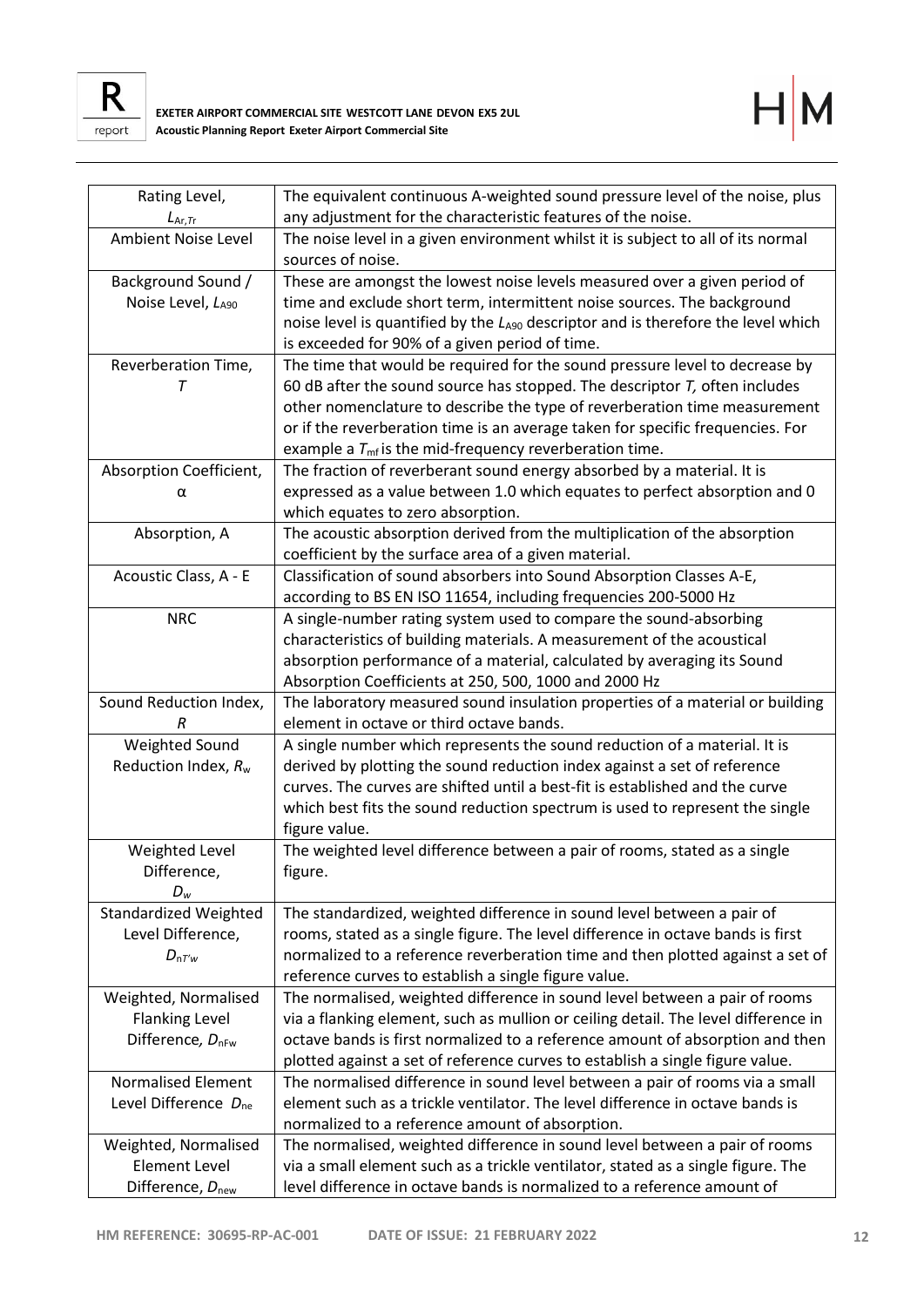| | |
|---|---|
| Rating Level, $L_{Ar,Tr}$ | The equivalent continuous A-weighted sound pressure level of the noise, plus any adjustment for the characteristic features of the noise. |
| Ambient Noise Level | The noise level in a given environment whilst it is subject to all of its normal sources of noise. |
| Background Sound / Noise Level, $L_{A90}$ | These are amongst the lowest noise levels measured over a given period of time and exclude short term, intermittent noise sources. The background noise level is quantified by the $L_{A90}$ descriptor and is therefore the level which is exceeded for 90% of a given period of time. |
| Reverberation Time, $T$ | The time that would be required for the sound pressure level to decrease by 60 dB after the sound source has stopped. The descriptor $T$, often includes other nomenclature to describe the type of reverberation time measurement or if the reverberation time is an average taken for specific frequencies. For example a $T_{mf}$ is the mid-frequency reverberation time. |
| Absorption Coefficient, α | The fraction of reverberant sound energy absorbed by a material. It is expressed as a value between 1.0 which equates to perfect absorption and 0 which equates to zero absorption. |
| Absorption, A | The acoustic absorption derived from the multiplication of the absorption coefficient by the surface area of a given material. |
| Acoustic Class, A - E | Classification of sound absorbers into Sound Absorption Classes A-E, according to BS EN ISO 11654, including frequencies 200-5000 Hz |
| NRC | A single-number rating system used to compare the sound-absorbing characteristics of building materials. A measurement of the acoustical absorption performance of a material, calculated by averaging its Sound Absorption Coefficients at 250, 500, 1000 and 2000 Hz |
| Sound Reduction Index, $R$ | The laboratory measured sound insulation properties of a material or building element in octave or third octave bands. |
| Weighted Sound Reduction Index, $R_w$ | A single number which represents the sound reduction of a material. It is derived by plotting the sound reduction index against a set of reference curves. The curves are shifted until a best-fit is established and the curve which best fits the sound reduction spectrum is used to represent the single figure value. |
| Weighted Level Difference, $D_w$ | The weighted level difference between a pair of rooms, stated as a single figure. |
| Standardized Weighted Level Difference, $D_{nT'w}$ | The standardized, weighted difference in sound level between a pair of rooms, stated as a single figure. The level difference in octave bands is first normalized to a reference reverberation time and then plotted against a set of reference curves to establish a single figure value. |
| Weighted, Normalised Flanking Level Difference, $D_{nFw}$ | The normalised, weighted difference in sound level between a pair of rooms via a flanking element, such as mullion or ceiling detail. The level difference in octave bands is first normalized to a reference amount of absorption and then plotted against a set of reference curves to establish a single figure value. |
| Normalised Element Level Difference $D_{ne}$ | The normalised difference in sound level between a pair of rooms via a small element such as a trickle ventilator. The level difference in octave bands is normalized to a reference amount of absorption. |
| Weighted, Normalised Element Level Difference, $D_{new}$ | The normalised, weighted difference in sound level between a pair of rooms via a small element such as a trickle ventilator, stated as a single figure. The level difference in octave bands is normalized to a reference amount of |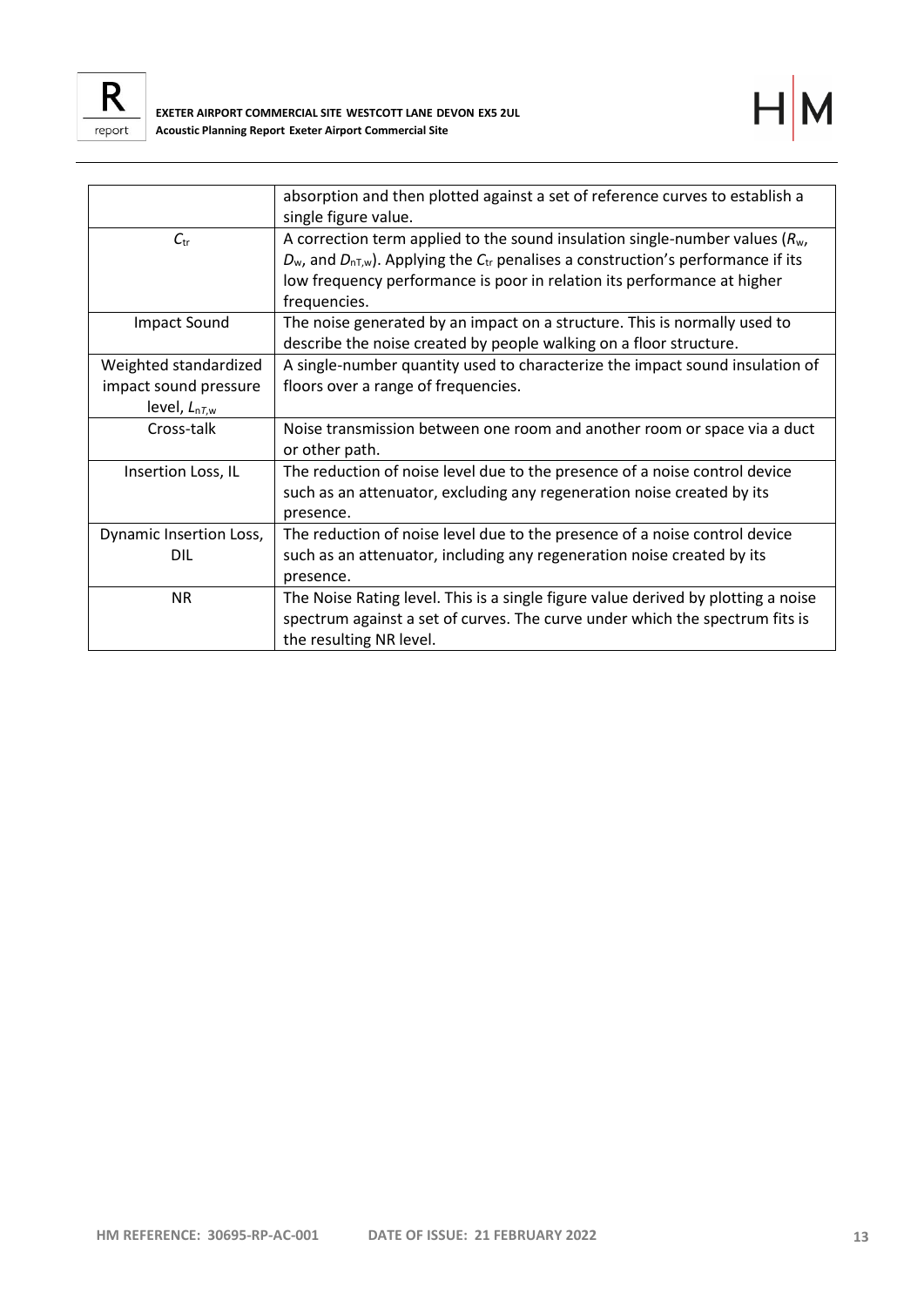| | |
|---|---|
| | absorption and then plotted against a set of reference curves to establish a single figure value. |
| $C_{tr}$ | A correction term applied to the sound insulation single-number values ($R_w$, $D_w$, and $D_{nT,w}$). Applying the $C_{tr}$ penalises a construction's performance if its low frequency performance is poor in relation its performance at higher frequencies. |
| Impact Sound | The noise generated by an impact on a structure. This is normally used to describe the noise created by people walking on a floor structure. |
| Weighted standardized impact sound pressure level, $L_{nT,w}$ | A single-number quantity used to characterize the impact sound insulation of floors over a range of frequencies. |
| Cross-talk | Noise transmission between one room and another room or space via a duct or other path. |
| Insertion Loss, IL | The reduction of noise level due to the presence of a noise control device such as an attenuator, excluding any regeneration noise created by its presence. |
| Dynamic Insertion Loss, DIL | The reduction of noise level due to the presence of a noise control device such as an attenuator, including any regeneration noise created by its presence. |
| NR | The Noise Rating level. This is a single figure value derived by plotting a noise spectrum against a set of curves. The curve under which the spectrum fits is the resulting NR level. |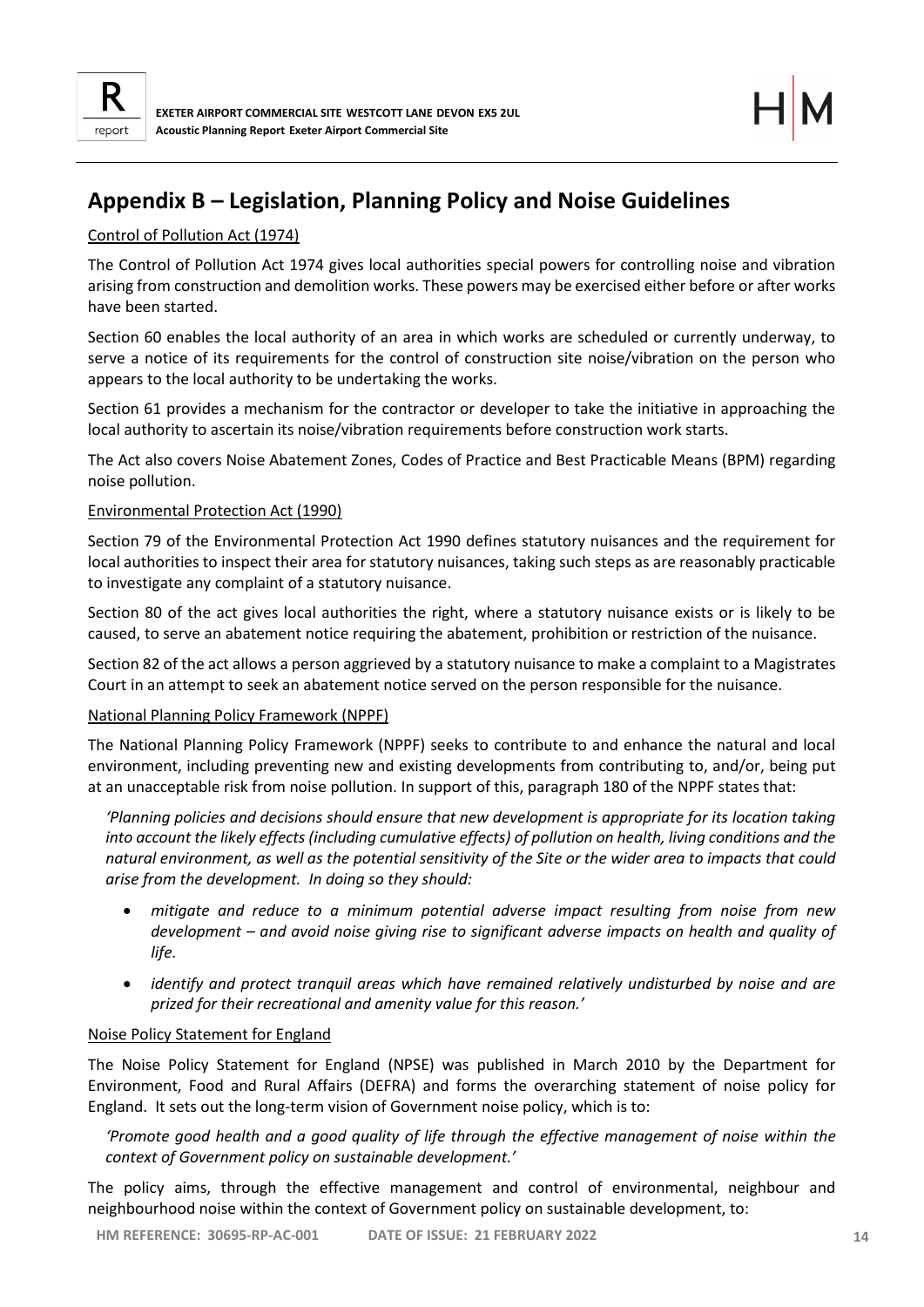## Appendix B – Legislation, Planning Policy and Noise Guidelines

Control of Pollution Act (1974)

The Control of Pollution Act 1974 gives local authorities special powers for controlling noise and vibration arising from construction and demolition works. These powers may be exercised either before or after works have been started.

Section 60 enables the local authority of an area in which works are scheduled or currently underway, to serve a notice of its requirements for the control of construction site noise/vibration on the person who appears to the local authority to be undertaking the works.

Section 61 provides a mechanism for the contractor or developer to take the initiative in approaching the local authority to ascertain its noise/vibration requirements before construction work starts.

The Act also covers Noise Abatement Zones, Codes of Practice and Best Practicable Means (BPM) regarding noise pollution.

Environmental Protection Act (1990)

Section 79 of the Environmental Protection Act 1990 defines statutory nuisances and the requirement for local authorities to inspect their area for statutory nuisances, taking such steps as are reasonably practicable to investigate any complaint of a statutory nuisance.

Section 80 of the act gives local authorities the right, where a statutory nuisance exists or is likely to be caused, to serve an abatement notice requiring the abatement, prohibition or restriction of the nuisance.

Section 82 of the act allows a person aggrieved by a statutory nuisance to make a complaint to a Magistrates Court in an attempt to seek an abatement notice served on the person responsible for the nuisance.

National Planning Policy Framework (NPPF)

The National Planning Policy Framework (NPPF) seeks to contribute to and enhance the natural and local environment, including preventing new and existing developments from contributing to, and/or, being put at an unacceptable risk from noise pollution. In support of this, paragraph 180 of the NPPF states that:

*'Planning policies and decisions should ensure that new development is appropriate for its location taking into account the likely effects (including cumulative effects) of pollution on health, living conditions and the natural environment, as well as the potential sensitivity of the Site or the wider area to impacts that could arise from the development. In doing so they should:*

- *mitigate and reduce to a minimum potential adverse impact resulting from noise from new development – and avoid noise giving rise to significant adverse impacts on health and quality of life.*
- *identify and protect tranquil areas which have remained relatively undisturbed by noise and are prized for their recreational and amenity value for this reason.'*

Noise Policy Statement for England

The Noise Policy Statement for England (NPSE) was published in March 2010 by the Department for Environment, Food and Rural Affairs (DEFRA) and forms the overarching statement of noise policy for England. It sets out the long-term vision of Government noise policy, which is to:

*'Promote good health and a good quality of life through the effective management of noise within the context of Government policy on sustainable development.'*

The policy aims, through the effective management and control of environmental, neighbour and neighbourhood noise within the context of Government policy on sustainable development, to: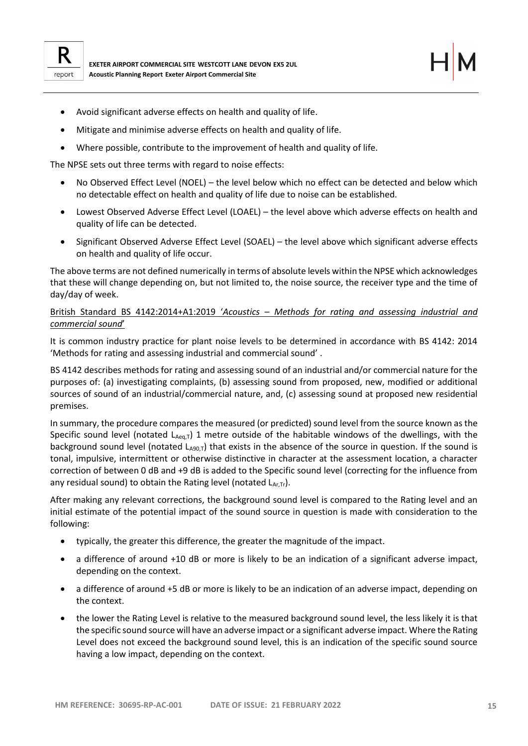- Avoid significant adverse effects on health and quality of life.
- Mitigate and minimise adverse effects on health and quality of life.
- Where possible, contribute to the improvement of health and quality of life.

The NPSE sets out three terms with regard to noise effects:

- No Observed Effect Level (NOEL) – the level below which no effect can be detected and below which no detectable effect on health and quality of life due to noise can be established.
- Lowest Observed Adverse Effect Level (LOAEL) – the level above which adverse effects on health and quality of life can be detected.
- Significant Observed Adverse Effect Level (SOAEL) – the level above which significant adverse effects on health and quality of life occur.

The above terms are not defined numerically in terms of absolute levels within the NPSE which acknowledges that these will change depending on, but not limited to, the noise source, the receiver type and the time of day/day of week.

British Standard BS 4142:2014+A1:2019 '*Acoustics – Methods for rating and assessing industrial and commercial sound*'

It is common industry practice for plant noise levels to be determined in accordance with BS 4142: 2014 'Methods for rating and assessing industrial and commercial sound' .

BS 4142 describes methods for rating and assessing sound of an industrial and/or commercial nature for the purposes of: (a) investigating complaints, (b) assessing sound from proposed, new, modified or additional sources of sound of an industrial/commercial nature, and, (c) assessing sound at proposed new residential premises.

In summary, the procedure compares the measured (or predicted) sound level from the source known as the Specific sound level (notated $L_{Aeq,T}$) 1 metre outside of the habitable windows of the dwellings, with the background sound level (notated $L_{A90,T}$) that exists in the absence of the source in question. If the sound is tonal, impulsive, intermittent or otherwise distinctive in character at the assessment location, a character correction of between 0 dB and +9 dB is added to the Specific sound level (correcting for the influence from any residual sound) to obtain the Rating level (notated $L_{Ar,Tr}$).

After making any relevant corrections, the background sound level is compared to the Rating level and an initial estimate of the potential impact of the sound source in question is made with consideration to the following:

- typically, the greater this difference, the greater the magnitude of the impact.
- a difference of around +10 dB or more is likely to be an indication of a significant adverse impact, depending on the context.
- a difference of around +5 dB or more is likely to be an indication of an adverse impact, depending on the context.
- the lower the Rating Level is relative to the measured background sound level, the less likely it is that the specific sound source will have an adverse impact or a significant adverse impact. Where the Rating Level does not exceed the background sound level, this is an indication of the specific sound source having a low impact, depending on the context.